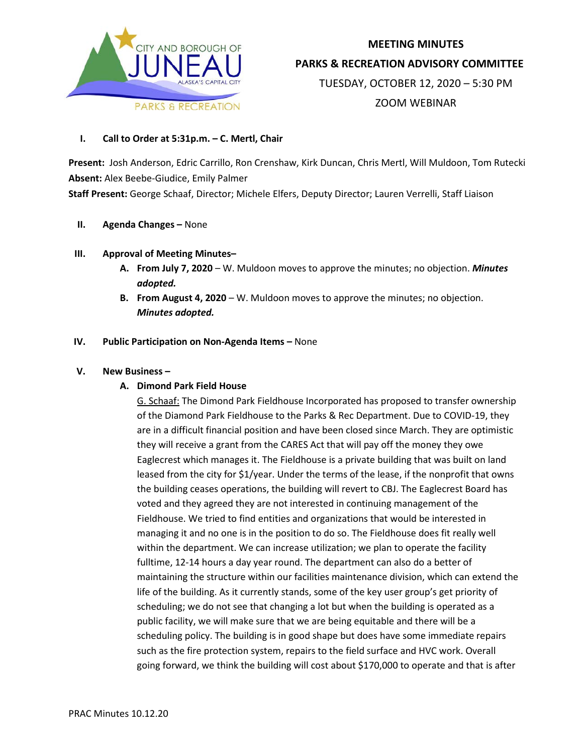# MEETING MINUTES
## PARKS & RECREATION ADVISORY COMMITTEE
TUESDAY, OCTOBER 12, 2020 – 5:30 PM

ZOOM WEBINAR

**I. Call to Order at 5:31p.m. – C. Mertl, Chair**

**Present:** Josh Anderson, Edric Carrillo, Ron Crenshaw, Kirk Duncan, Chris Mertl, Will Muldoon, Tom Rutecki
**Absent:** Alex Beebe-Giudice, Emily Palmer
**Staff Present:** George Schaaf, Director; Michele Elfers, Deputy Director; Lauren Verrelli, Staff Liaison

**II. Agenda Changes –** None

**III. Approval of Meeting Minutes–**

**A. From July 7, 2020** – W. Muldoon moves to approve the minutes; no objection. ***Minutes adopted.***

**B. From August 4, 2020** – W. Muldoon moves to approve the minutes; no objection. ***Minutes adopted.***

**IV. Public Participation on Non-Agenda Items –** None

**V. New Business –**

**A. Dimond Park Field House**

G. Schaaf: The Dimond Park Fieldhouse Incorporated has proposed to transfer ownership of the Diamond Park Fieldhouse to the Parks & Rec Department. Due to COVID-19, they are in a difficult financial position and have been closed since March. They are optimistic they will receive a grant from the CARES Act that will pay off the money they owe Eaglecrest which manages it. The Fieldhouse is a private building that was built on land leased from the city for $1/year. Under the terms of the lease, if the nonprofit that owns the building ceases operations, the building will revert to CBJ. The Eaglecrest Board has voted and they agreed they are not interested in continuing management of the Fieldhouse. We tried to find entities and organizations that would be interested in managing it and no one is in the position to do so. The Fieldhouse does fit really well within the department. We can increase utilization; we plan to operate the facility fulltime, 12-14 hours a day year round. The department can also do a better of maintaining the structure within our facilities maintenance division, which can extend the life of the building. As it currently stands, some of the key user group's get priority of scheduling; we do not see that changing a lot but when the building is operated as a public facility, we will make sure that we are being equitable and there will be a scheduling policy. The building is in good shape but does have some immediate repairs such as the fire protection system, repairs to the field surface and HVC work. Overall going forward, we think the building will cost about $170,000 to operate and that is after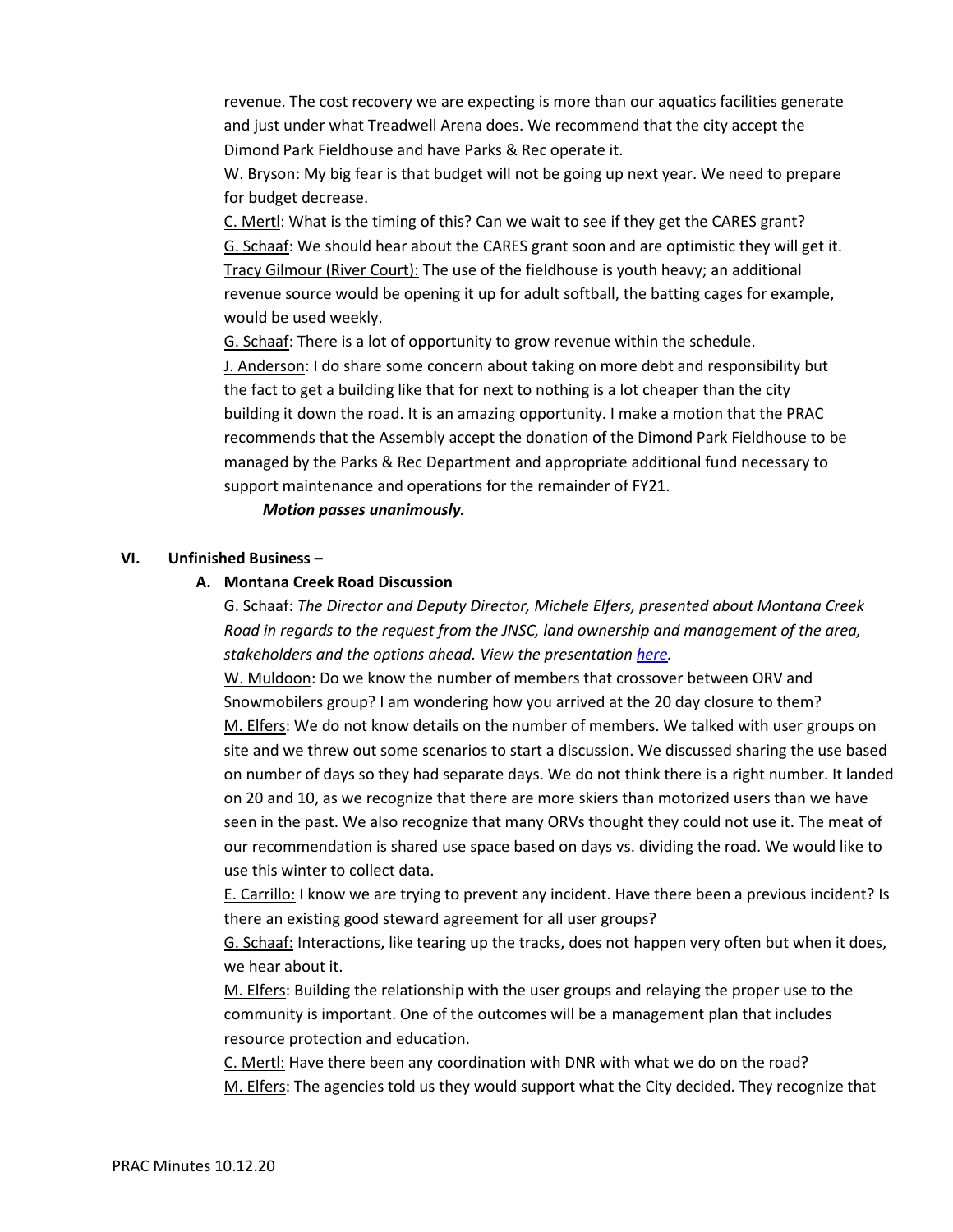revenue. The cost recovery we are expecting is more than our aquatics facilities generate and just under what Treadwell Arena does. We recommend that the city accept the Dimond Park Fieldhouse and have Parks & Rec operate it.

W. Bryson: My big fear is that budget will not be going up next year. We need to prepare for budget decrease.

C. Mertl: What is the timing of this? Can we wait to see if they get the CARES grant?

G. Schaaf: We should hear about the CARES grant soon and are optimistic they will get it.

Tracy Gilmour (River Court): The use of the fieldhouse is youth heavy; an additional revenue source would be opening it up for adult softball, the batting cages for example, would be used weekly.

G. Schaaf: There is a lot of opportunity to grow revenue within the schedule.

J. Anderson: I do share some concern about taking on more debt and responsibility but the fact to get a building like that for next to nothing is a lot cheaper than the city building it down the road. It is an amazing opportunity. I make a motion that the PRAC recommends that the Assembly accept the donation of the Dimond Park Fieldhouse to be managed by the Parks & Rec Department and appropriate additional fund necessary to support maintenance and operations for the remainder of FY21.

***Motion passes unanimously.***

## VI. Unfinished Business –

### A. Montana Creek Road Discussion

G. Schaaf: *The Director and Deputy Director, Michele Elfers, presented about Montana Creek Road in regards to the request from the JNSC, land ownership and management of the area, stakeholders and the options ahead. View the presentation here.*

W. Muldoon: Do we know the number of members that crossover between ORV and Snowmobilers group? I am wondering how you arrived at the 20 day closure to them?

M. Elfers: We do not know details on the number of members. We talked with user groups on site and we threw out some scenarios to start a discussion. We discussed sharing the use based on number of days so they had separate days. We do not think there is a right number. It landed on 20 and 10, as we recognize that there are more skiers than motorized users than we have seen in the past. We also recognize that many ORVs thought they could not use it. The meat of our recommendation is shared use space based on days vs. dividing the road. We would like to use this winter to collect data.

E. Carrillo: I know we are trying to prevent any incident. Have there been a previous incident? Is there an existing good steward agreement for all user groups?

G. Schaaf: Interactions, like tearing up the tracks, does not happen very often but when it does, we hear about it.

M. Elfers: Building the relationship with the user groups and relaying the proper use to the community is important. One of the outcomes will be a management plan that includes resource protection and education.

C. Mertl: Have there been any coordination with DNR with what we do on the road?

M. Elfers: The agencies told us they would support what the City decided. They recognize that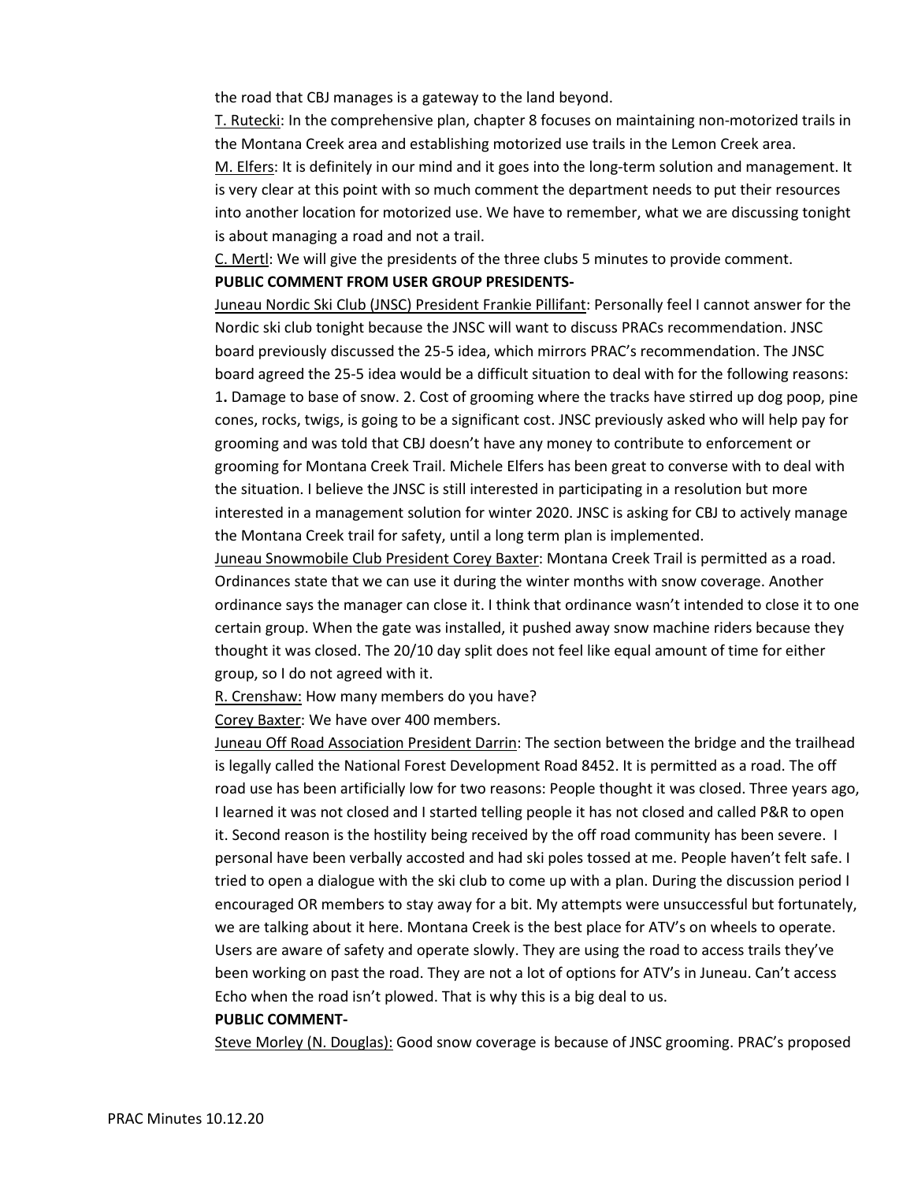the road that CBJ manages is a gateway to the land beyond.

T. Rutecki: In the comprehensive plan, chapter 8 focuses on maintaining non-motorized trails in the Montana Creek area and establishing motorized use trails in the Lemon Creek area.

M. Elfers: It is definitely in our mind and it goes into the long-term solution and management. It is very clear at this point with so much comment the department needs to put their resources into another location for motorized use. We have to remember, what we are discussing tonight is about managing a road and not a trail.

C. Mertl: We will give the presidents of the three clubs 5 minutes to provide comment.

**PUBLIC COMMENT FROM USER GROUP PRESIDENTS-**

Juneau Nordic Ski Club (JNSC) President Frankie Pillifant: Personally feel I cannot answer for the Nordic ski club tonight because the JNSC will want to discuss PRACs recommendation. JNSC board previously discussed the 25-5 idea, which mirrors PRAC's recommendation. The JNSC board agreed the 25-5 idea would be a difficult situation to deal with for the following reasons: 1**.** Damage to base of snow. 2. Cost of grooming where the tracks have stirred up dog poop, pine cones, rocks, twigs, is going to be a significant cost. JNSC previously asked who will help pay for grooming and was told that CBJ doesn't have any money to contribute to enforcement or grooming for Montana Creek Trail. Michele Elfers has been great to converse with to deal with the situation. I believe the JNSC is still interested in participating in a resolution but more interested in a management solution for winter 2020. JNSC is asking for CBJ to actively manage the Montana Creek trail for safety, until a long term plan is implemented.

Juneau Snowmobile Club President Corey Baxter: Montana Creek Trail is permitted as a road. Ordinances state that we can use it during the winter months with snow coverage. Another ordinance says the manager can close it. I think that ordinance wasn't intended to close it to one certain group. When the gate was installed, it pushed away snow machine riders because they thought it was closed. The 20/10 day split does not feel like equal amount of time for either group, so I do not agreed with it.

R. Crenshaw: How many members do you have?

Corey Baxter: We have over 400 members.

Juneau Off Road Association President Darrin: The section between the bridge and the trailhead is legally called the National Forest Development Road 8452. It is permitted as a road. The off road use has been artificially low for two reasons: People thought it was closed. Three years ago, I learned it was not closed and I started telling people it has not closed and called P&R to open it. Second reason is the hostility being received by the off road community has been severe. I personal have been verbally accosted and had ski poles tossed at me. People haven't felt safe. I tried to open a dialogue with the ski club to come up with a plan. During the discussion period I encouraged OR members to stay away for a bit. My attempts were unsuccessful but fortunately, we are talking about it here. Montana Creek is the best place for ATV's on wheels to operate. Users are aware of safety and operate slowly. They are using the road to access trails they've been working on past the road. They are not a lot of options for ATV's in Juneau. Can't access Echo when the road isn't plowed. That is why this is a big deal to us.

**PUBLIC COMMENT-**

Steve Morley (N. Douglas): Good snow coverage is because of JNSC grooming. PRAC's proposed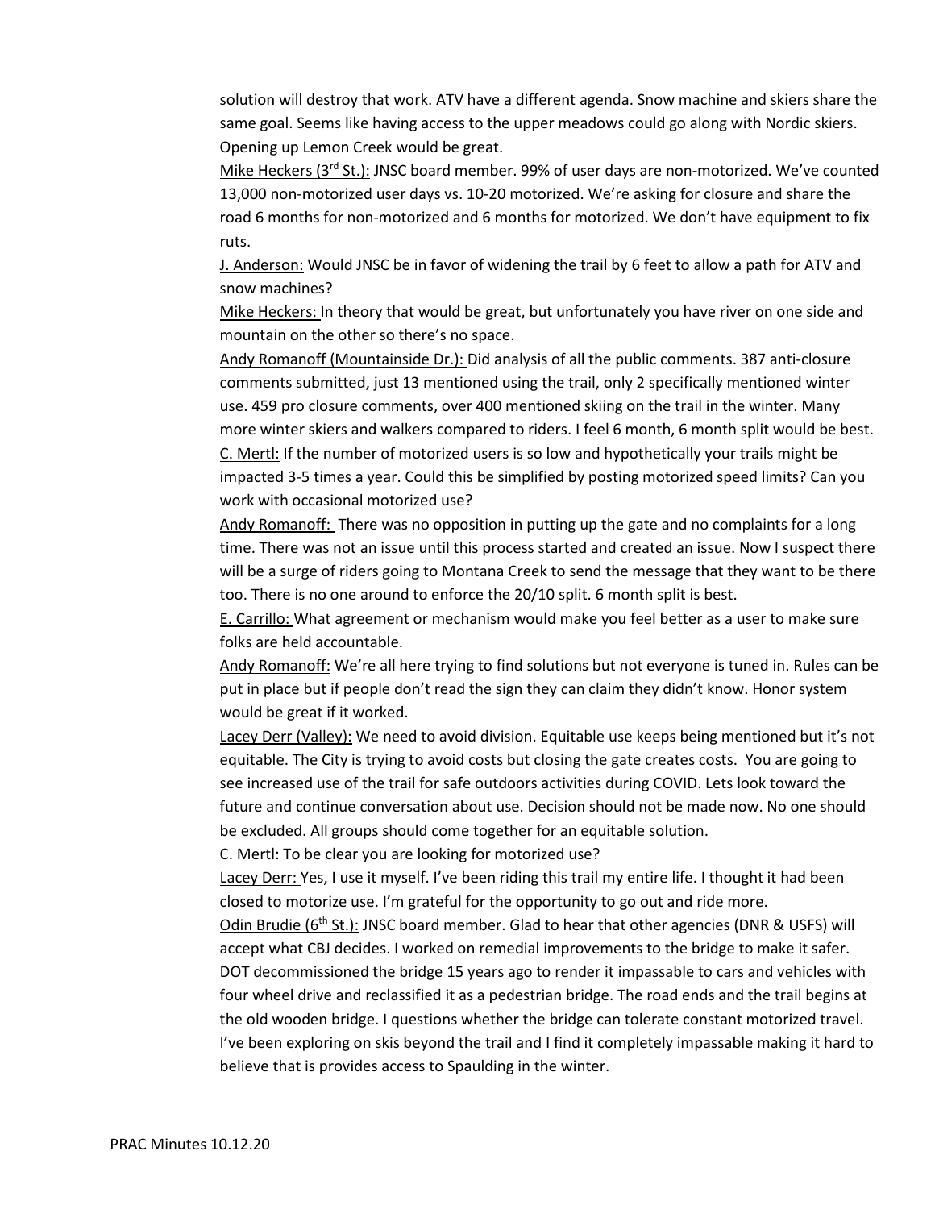solution will destroy that work. ATV have a different agenda. Snow machine and skiers share the same goal. Seems like having access to the upper meadows could go along with Nordic skiers. Opening up Lemon Creek would be great.

Mike Heckers (3rd St.): JNSC board member. 99% of user days are non-motorized. We've counted 13,000 non-motorized user days vs. 10-20 motorized. We're asking for closure and share the road 6 months for non-motorized and 6 months for motorized. We don't have equipment to fix ruts.

J. Anderson: Would JNSC be in favor of widening the trail by 6 feet to allow a path for ATV and snow machines?

Mike Heckers: In theory that would be great, but unfortunately you have river on one side and mountain on the other so there's no space.

Andy Romanoff (Mountainside Dr.): Did analysis of all the public comments. 387 anti-closure comments submitted, just 13 mentioned using the trail, only 2 specifically mentioned winter use. 459 pro closure comments, over 400 mentioned skiing on the trail in the winter. Many more winter skiers and walkers compared to riders. I feel 6 month, 6 month split would be best.

C. Mertl: If the number of motorized users is so low and hypothetically your trails might be impacted 3-5 times a year. Could this be simplified by posting motorized speed limits? Can you work with occasional motorized use?

Andy Romanoff: There was no opposition in putting up the gate and no complaints for a long time. There was not an issue until this process started and created an issue. Now I suspect there will be a surge of riders going to Montana Creek to send the message that they want to be there too. There is no one around to enforce the 20/10 split. 6 month split is best.

E. Carrillo: What agreement or mechanism would make you feel better as a user to make sure folks are held accountable.

Andy Romanoff: We're all here trying to find solutions but not everyone is tuned in. Rules can be put in place but if people don't read the sign they can claim they didn't know. Honor system would be great if it worked.

Lacey Derr (Valley): We need to avoid division. Equitable use keeps being mentioned but it's not equitable. The City is trying to avoid costs but closing the gate creates costs. You are going to see increased use of the trail for safe outdoors activities during COVID. Lets look toward the future and continue conversation about use. Decision should not be made now. No one should be excluded. All groups should come together for an equitable solution.

C. Mertl: To be clear you are looking for motorized use?

Lacey Derr: Yes, I use it myself. I've been riding this trail my entire life. I thought it had been closed to motorize use. I'm grateful for the opportunity to go out and ride more.

Odin Brudie (6th St.): JNSC board member. Glad to hear that other agencies (DNR & USFS) will accept what CBJ decides. I worked on remedial improvements to the bridge to make it safer. DOT decommissioned the bridge 15 years ago to render it impassable to cars and vehicles with four wheel drive and reclassified it as a pedestrian bridge. The road ends and the trail begins at the old wooden bridge. I questions whether the bridge can tolerate constant motorized travel. I've been exploring on skis beyond the trail and I find it completely impassable making it hard to believe that is provides access to Spaulding in the winter.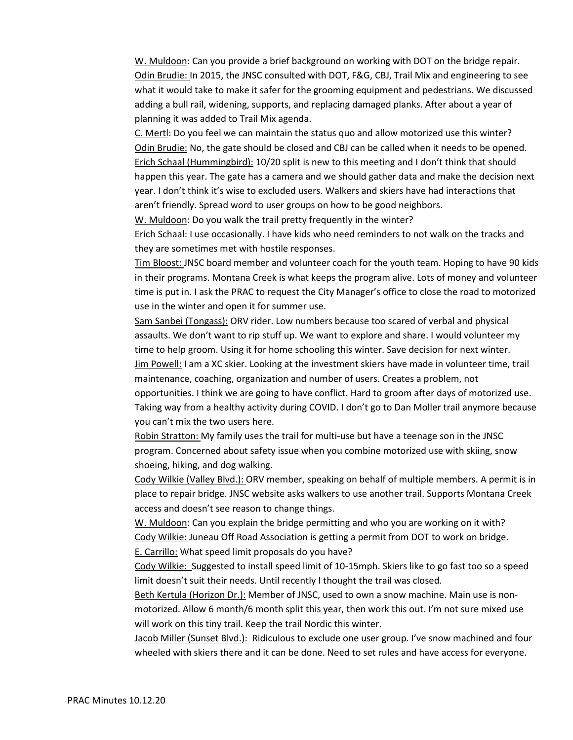W. Muldoon: Can you provide a brief background on working with DOT on the bridge repair.
Odin Brudie: In 2015, the JNSC consulted with DOT, F&G, CBJ, Trail Mix and engineering to see what it would take to make it safer for the grooming equipment and pedestrians. We discussed adding a bull rail, widening, supports, and replacing damaged planks. After about a year of planning it was added to Trail Mix agenda.
C. Mertl: Do you feel we can maintain the status quo and allow motorized use this winter?
Odin Brudie: No, the gate should be closed and CBJ can be called when it needs to be opened.
Erich Schaal (Hummingbird): 10/20 split is new to this meeting and I don't think that should happen this year. The gate has a camera and we should gather data and make the decision next year. I don't think it's wise to excluded users. Walkers and skiers have had interactions that aren't friendly. Spread word to user groups on how to be good neighbors.
W. Muldoon: Do you walk the trail pretty frequently in the winter?
Erich Schaal: I use occasionally. I have kids who need reminders to not walk on the tracks and they are sometimes met with hostile responses.
Tim Bloost: JNSC board member and volunteer coach for the youth team. Hoping to have 90 kids in their programs. Montana Creek is what keeps the program alive. Lots of money and volunteer time is put in. I ask the PRAC to request the City Manager's office to close the road to motorized use in the winter and open it for summer use.
Sam Sanbei (Tongass): ORV rider. Low numbers because too scared of verbal and physical assaults. We don't want to rip stuff up. We want to explore and share. I would volunteer my time to help groom. Using it for home schooling this winter. Save decision for next winter.
Jim Powell: I am a XC skier. Looking at the investment skiers have made in volunteer time, trail maintenance, coaching, organization and number of users. Creates a problem, not opportunities. I think we are going to have conflict. Hard to groom after days of motorized use. Taking way from a healthy activity during COVID. I don't go to Dan Moller trail anymore because you can't mix the two users here.
Robin Stratton: My family uses the trail for multi-use but have a teenage son in the JNSC program. Concerned about safety issue when you combine motorized use with skiing, snow shoeing, hiking, and dog walking.
Cody Wilkie (Valley Blvd.): ORV member, speaking on behalf of multiple members. A permit is in place to repair bridge. JNSC website asks walkers to use another trail. Supports Montana Creek access and doesn't see reason to change things.
W. Muldoon: Can you explain the bridge permitting and who you are working on it with?
Cody Wilkie: Juneau Off Road Association is getting a permit from DOT to work on bridge.
E. Carrillo: What speed limit proposals do you have?
Cody Wilkie: Suggested to install speed limit of 10-15mph. Skiers like to go fast too so a speed limit doesn't suit their needs. Until recently I thought the trail was closed.
Beth Kertula (Horizon Dr.): Member of JNSC, used to own a snow machine. Main use is non-motorized. Allow 6 month/6 month split this year, then work this out. I'm not sure mixed use will work on this tiny trail. Keep the trail Nordic this winter.
Jacob Miller (Sunset Blvd.): Ridiculous to exclude one user group. I've snow machined and four wheeled with skiers there and it can be done. Need to set rules and have access for everyone.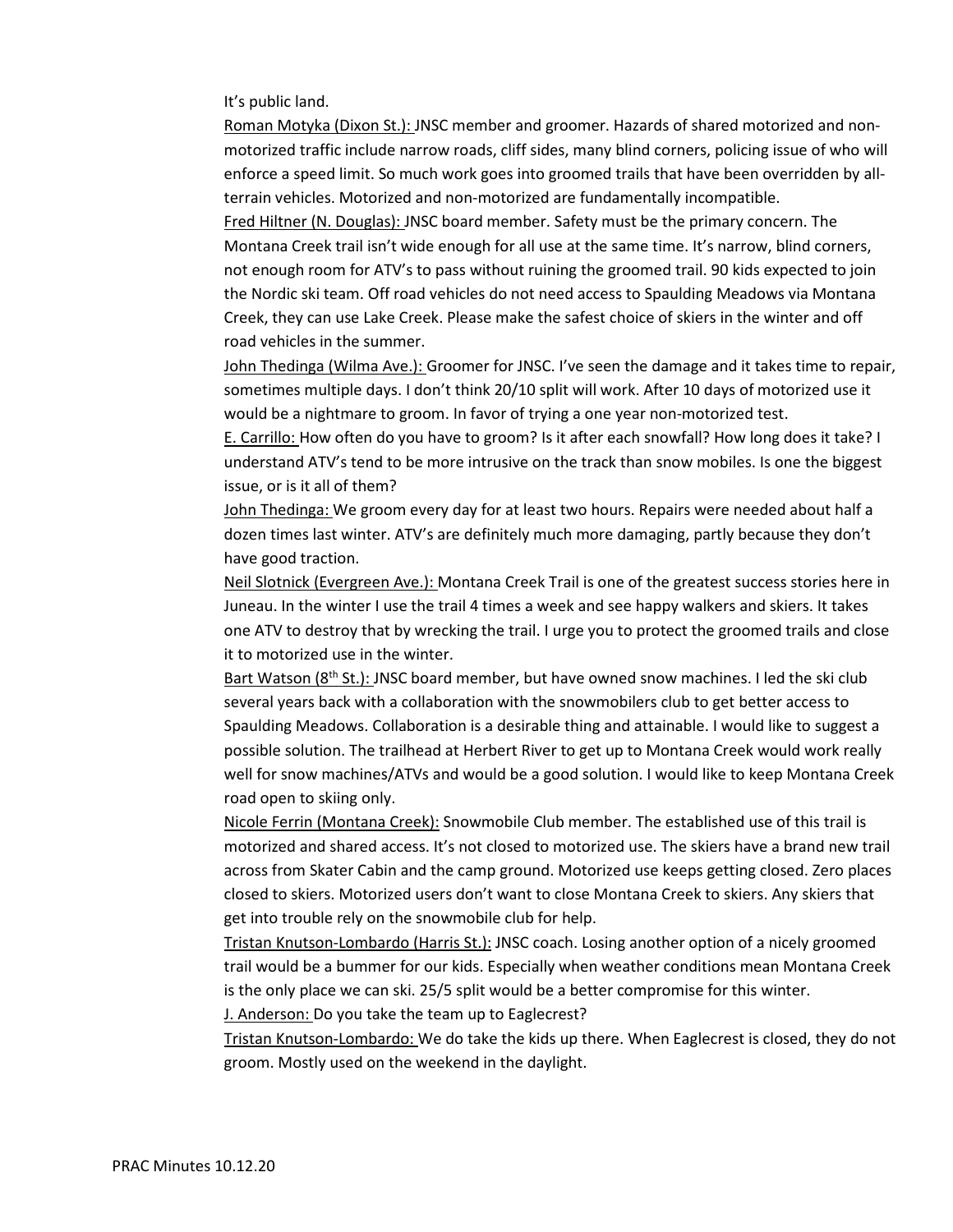It's public land.

Roman Motyka (Dixon St.): JNSC member and groomer. Hazards of shared motorized and non-motorized traffic include narrow roads, cliff sides, many blind corners, policing issue of who will enforce a speed limit. So much work goes into groomed trails that have been overridden by all-terrain vehicles. Motorized and non-motorized are fundamentally incompatible.

Fred Hiltner (N. Douglas): JNSC board member. Safety must be the primary concern. The Montana Creek trail isn't wide enough for all use at the same time. It's narrow, blind corners, not enough room for ATV's to pass without ruining the groomed trail. 90 kids expected to join the Nordic ski team. Off road vehicles do not need access to Spaulding Meadows via Montana Creek, they can use Lake Creek. Please make the safest choice of skiers in the winter and off road vehicles in the summer.

John Thedinga (Wilma Ave.): Groomer for JNSC. I've seen the damage and it takes time to repair, sometimes multiple days. I don't think 20/10 split will work. After 10 days of motorized use it would be a nightmare to groom. In favor of trying a one year non-motorized test.

E. Carrillo: How often do you have to groom? Is it after each snowfall? How long does it take? I understand ATV's tend to be more intrusive on the track than snow mobiles. Is one the biggest issue, or is it all of them?

John Thedinga: We groom every day for at least two hours. Repairs were needed about half a dozen times last winter. ATV's are definitely much more damaging, partly because they don't have good traction.

Neil Slotnick (Evergreen Ave.): Montana Creek Trail is one of the greatest success stories here in Juneau. In the winter I use the trail 4 times a week and see happy walkers and skiers. It takes one ATV to destroy that by wrecking the trail. I urge you to protect the groomed trails and close it to motorized use in the winter.

Bart Watson (8th St.): JNSC board member, but have owned snow machines. I led the ski club several years back with a collaboration with the snowmobilers club to get better access to Spaulding Meadows. Collaboration is a desirable thing and attainable. I would like to suggest a possible solution. The trailhead at Herbert River to get up to Montana Creek would work really well for snow machines/ATVs and would be a good solution. I would like to keep Montana Creek road open to skiing only.

Nicole Ferrin (Montana Creek): Snowmobile Club member. The established use of this trail is motorized and shared access. It's not closed to motorized use. The skiers have a brand new trail across from Skater Cabin and the camp ground. Motorized use keeps getting closed. Zero places closed to skiers. Motorized users don't want to close Montana Creek to skiers. Any skiers that get into trouble rely on the snowmobile club for help.

Tristan Knutson-Lombardo (Harris St.): JNSC coach. Losing another option of a nicely groomed trail would be a bummer for our kids. Especially when weather conditions mean Montana Creek is the only place we can ski. 25/5 split would be a better compromise for this winter.

J. Anderson: Do you take the team up to Eaglecrest?

Tristan Knutson-Lombardo: We do take the kids up there. When Eaglecrest is closed, they do not groom. Mostly used on the weekend in the daylight.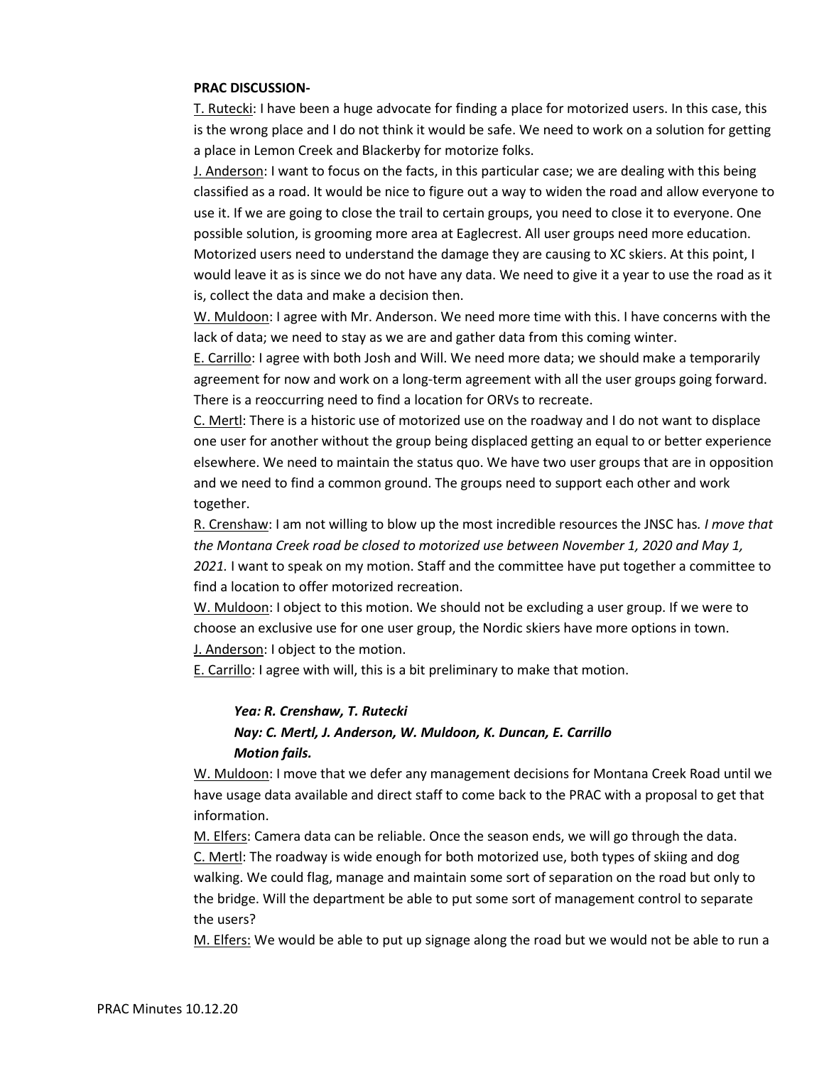**PRAC DISCUSSION-**

T. Rutecki: I have been a huge advocate for finding a place for motorized users. In this case, this is the wrong place and I do not think it would be safe. We need to work on a solution for getting a place in Lemon Creek and Blackerby for motorize folks.

J. Anderson: I want to focus on the facts, in this particular case; we are dealing with this being classified as a road. It would be nice to figure out a way to widen the road and allow everyone to use it. If we are going to close the trail to certain groups, you need to close it to everyone. One possible solution, is grooming more area at Eaglecrest. All user groups need more education. Motorized users need to understand the damage they are causing to XC skiers. At this point, I would leave it as is since we do not have any data. We need to give it a year to use the road as it is, collect the data and make a decision then.

W. Muldoon: I agree with Mr. Anderson. We need more time with this. I have concerns with the lack of data; we need to stay as we are and gather data from this coming winter.

E. Carrillo: I agree with both Josh and Will. We need more data; we should make a temporarily agreement for now and work on a long-term agreement with all the user groups going forward. There is a reoccurring need to find a location for ORVs to recreate.

C. Mertl: There is a historic use of motorized use on the roadway and I do not want to displace one user for another without the group being displaced getting an equal to or better experience elsewhere. We need to maintain the status quo. We have two user groups that are in opposition and we need to find a common ground. The groups need to support each other and work together.

R. Crenshaw: I am not willing to blow up the most incredible resources the JNSC has. *I move that the Montana Creek road be closed to motorized use between November 1, 2020 and May 1, 2021.* I want to speak on my motion. Staff and the committee have put together a committee to find a location to offer motorized recreation.

W. Muldoon: I object to this motion. We should not be excluding a user group. If we were to choose an exclusive use for one user group, the Nordic skiers have more options in town.

J. Anderson: I object to the motion.

E. Carrillo: I agree with will, this is a bit preliminary to make that motion.

> ***Yea: R. Crenshaw, T. Rutecki***
> ***Nay: C. Mertl, J. Anderson, W. Muldoon, K. Duncan, E. Carrillo***
> ***Motion fails.***

W. Muldoon: I move that we defer any management decisions for Montana Creek Road until we have usage data available and direct staff to come back to the PRAC with a proposal to get that information.

M. Elfers: Camera data can be reliable. Once the season ends, we will go through the data.

C. Mertl: The roadway is wide enough for both motorized use, both types of skiing and dog walking. We could flag, manage and maintain some sort of separation on the road but only to the bridge. Will the department be able to put some sort of management control to separate the users?

M. Elfers: We would be able to put up signage along the road but we would not be able to run a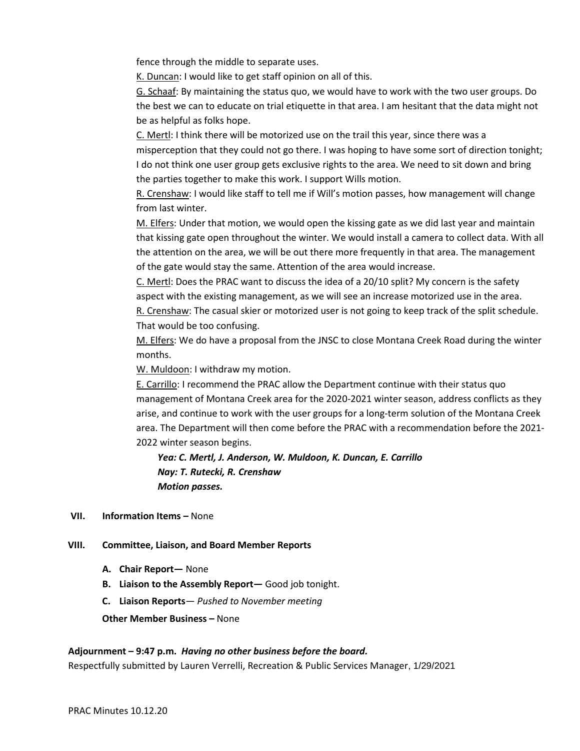fence through the middle to separate uses.

K. Duncan: I would like to get staff opinion on all of this.

G. Schaaf: By maintaining the status quo, we would have to work with the two user groups. Do the best we can to educate on trial etiquette in that area. I am hesitant that the data might not be as helpful as folks hope.

C. Mertl: I think there will be motorized use on the trail this year, since there was a misperception that they could not go there. I was hoping to have some sort of direction tonight; I do not think one user group gets exclusive rights to the area. We need to sit down and bring the parties together to make this work. I support Wills motion.

R. Crenshaw: I would like staff to tell me if Will's motion passes, how management will change from last winter.

M. Elfers: Under that motion, we would open the kissing gate as we did last year and maintain that kissing gate open throughout the winter. We would install a camera to collect data. With all the attention on the area, we will be out there more frequently in that area. The management of the gate would stay the same. Attention of the area would increase.

C. Mertl: Does the PRAC want to discuss the idea of a 20/10 split? My concern is the safety aspect with the existing management, as we will see an increase motorized use in the area.

R. Crenshaw: The casual skier or motorized user is not going to keep track of the split schedule. That would be too confusing.

M. Elfers: We do have a proposal from the JNSC to close Montana Creek Road during the winter months.

W. Muldoon: I withdraw my motion.

E. Carrillo: I recommend the PRAC allow the Department continue with their status quo management of Montana Creek area for the 2020-2021 winter season, address conflicts as they arise, and continue to work with the user groups for a long-term solution of the Montana Creek area. The Department will then come before the PRAC with a recommendation before the 2021-2022 winter season begins.

***Yea: C. Mertl, J. Anderson, W. Muldoon, K. Duncan, E. Carrillo***
***Nay: T. Rutecki, R. Crenshaw***
***Motion passes.***

**VII. Information Items –** None

**VIII. Committee, Liaison, and Board Member Reports**

- **A. Chair Report—** None
- **B. Liaison to the Assembly Report—** Good job tonight.
- **C. Liaison Reports**— *Pushed to November meeting*

**Other Member Business –** None

**Adjournment – 9:47 p.m.** ***Having no other business before the board.***

Respectfully submitted by Lauren Verrelli, Recreation & Public Services Manager, 1/29/2021